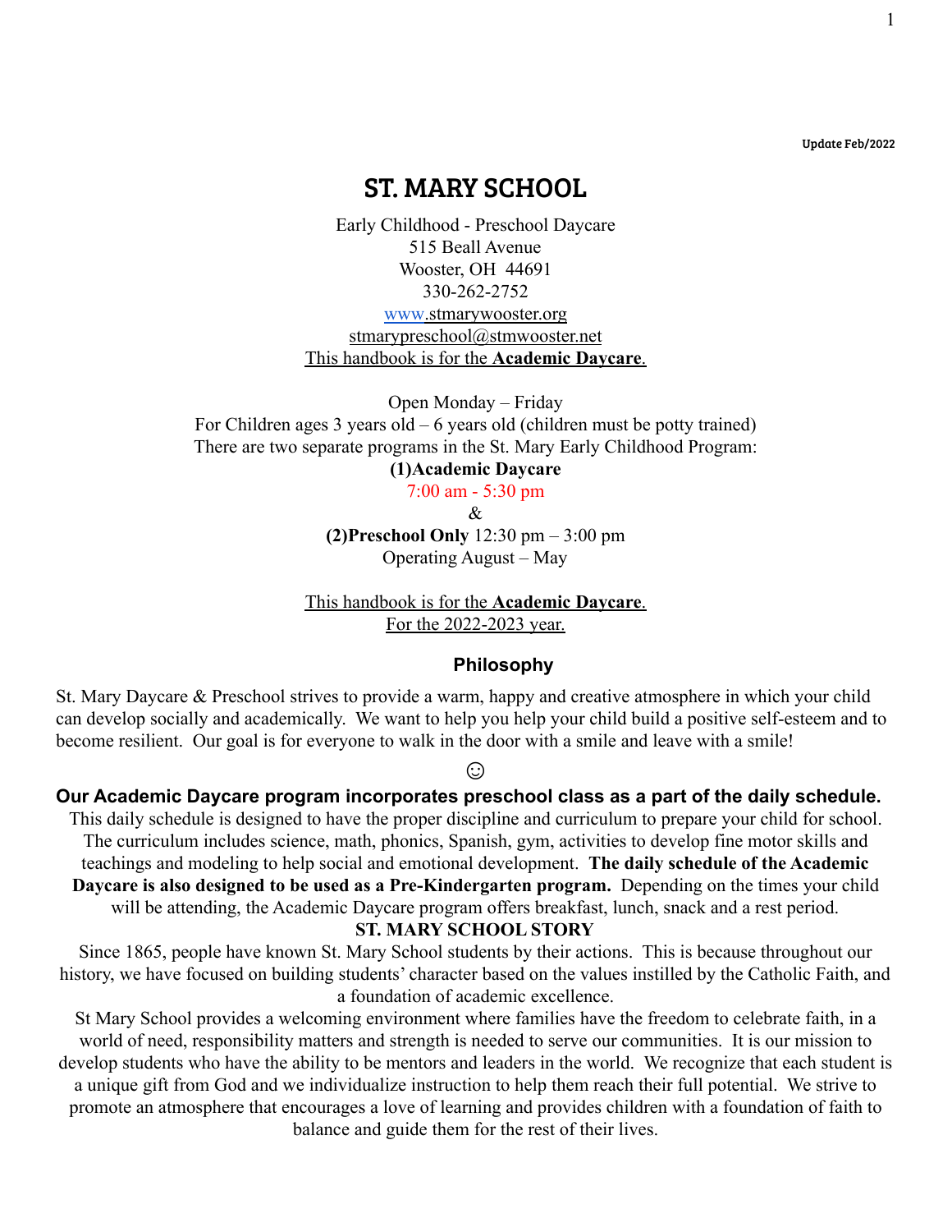Update Feb/2022

# ST. MARY SCHOOL

Early Childhood - Preschool Daycare
515 Beall Avenue
Wooster, OH 44691
330-262-2752
www.stmarywooster.org
stmarypreschool@stmwooster.net
This handbook is for the **Academic Daycare**.

Open Monday – Friday
For Children ages 3 years old – 6 years old (children must be potty trained)
There are two separate programs in the St. Mary Early Childhood Program:
**(1)Academic Daycare**
7:00 am - 5:30 pm
&
**(2)Preschool Only** 12:30 pm – 3:00 pm
Operating August – May

This handbook is for the **Academic Daycare**.
For the 2022-2023 year.

## Philosophy

St. Mary Daycare & Preschool strives to provide a warm, happy and creative atmosphere in which your child can develop socially and academically. We want to help you help your child build a positive self-esteem and to become resilient. Our goal is for everyone to walk in the door with a smile and leave with a smile!

☺

**Our Academic Daycare program incorporates preschool class as a part of the daily schedule.**

This daily schedule is designed to have the proper discipline and curriculum to prepare your child for school. The curriculum includes science, math, phonics, Spanish, gym, activities to develop fine motor skills and teachings and modeling to help social and emotional development. **The daily schedule of the Academic Daycare is also designed to be used as a Pre-Kindergarten program.** Depending on the times your child will be attending, the Academic Daycare program offers breakfast, lunch, snack and a rest period.

**ST. MARY SCHOOL STORY**

Since 1865, people have known St. Mary School students by their actions. This is because throughout our history, we have focused on building students' character based on the values instilled by the Catholic Faith, and a foundation of academic excellence.

St Mary School provides a welcoming environment where families have the freedom to celebrate faith, in a world of need, responsibility matters and strength is needed to serve our communities. It is our mission to develop students who have the ability to be mentors and leaders in the world. We recognize that each student is a unique gift from God and we individualize instruction to help them reach their full potential. We strive to promote an atmosphere that encourages a love of learning and provides children with a foundation of faith to balance and guide them for the rest of their lives.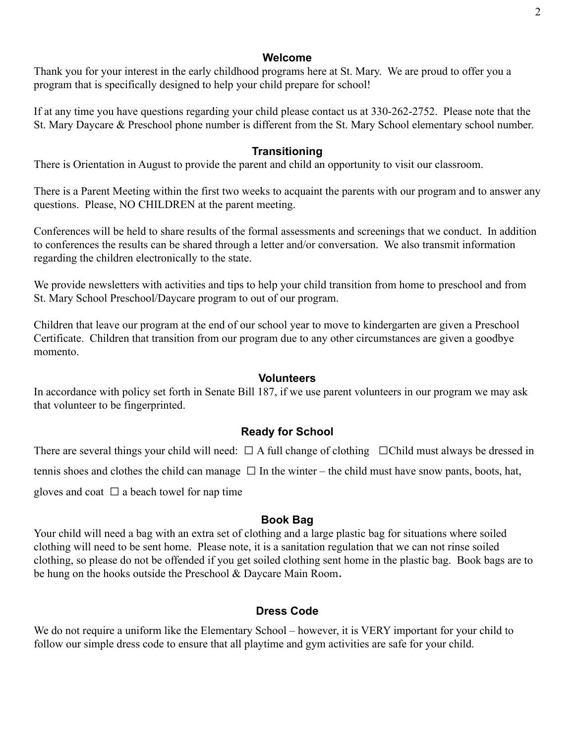## Welcome

Thank you for your interest in the early childhood programs here at St. Mary. We are proud to offer you a program that is specifically designed to help your child prepare for school!

If at any time you have questions regarding your child please contact us at 330-262-2752. Please note that the St. Mary Daycare & Preschool phone number is different from the St. Mary School elementary school number.

## Transitioning

There is Orientation in August to provide the parent and child an opportunity to visit our classroom.

There is a Parent Meeting within the first two weeks to acquaint the parents with our program and to answer any questions. Please, NO CHILDREN at the parent meeting.

Conferences will be held to share results of the formal assessments and screenings that we conduct. In addition to conferences the results can be shared through a letter and/or conversation. We also transmit information regarding the children electronically to the state.

We provide newsletters with activities and tips to help your child transition from home to preschool and from St. Mary School Preschool/Daycare program to out of our program.

Children that leave our program at the end of our school year to move to kindergarten are given a Preschool Certificate. Children that transition from our program due to any other circumstances are given a goodbye momento.

## Volunteers

In accordance with policy set forth in Senate Bill 187, if we use parent volunteers in our program we may ask that volunteer to be fingerprinted.

## Ready for School

There are several things your child will need: ☐ A full change of clothing ☐Child must always be dressed in tennis shoes and clothes the child can manage ☐ In the winter – the child must have snow pants, boots, hat, gloves and coat ☐ a beach towel for nap time

## Book Bag

Your child will need a bag with an extra set of clothing and a large plastic bag for situations where soiled clothing will need to be sent home. Please note, it is a sanitation regulation that we can not rinse soiled clothing, so please do not be offended if you get soiled clothing sent home in the plastic bag. Book bags are to be hung on the hooks outside the Preschool & Daycare Main Room.

## Dress Code

We do not require a uniform like the Elementary School – however, it is VERY important for your child to follow our simple dress code to ensure that all playtime and gym activities are safe for your child.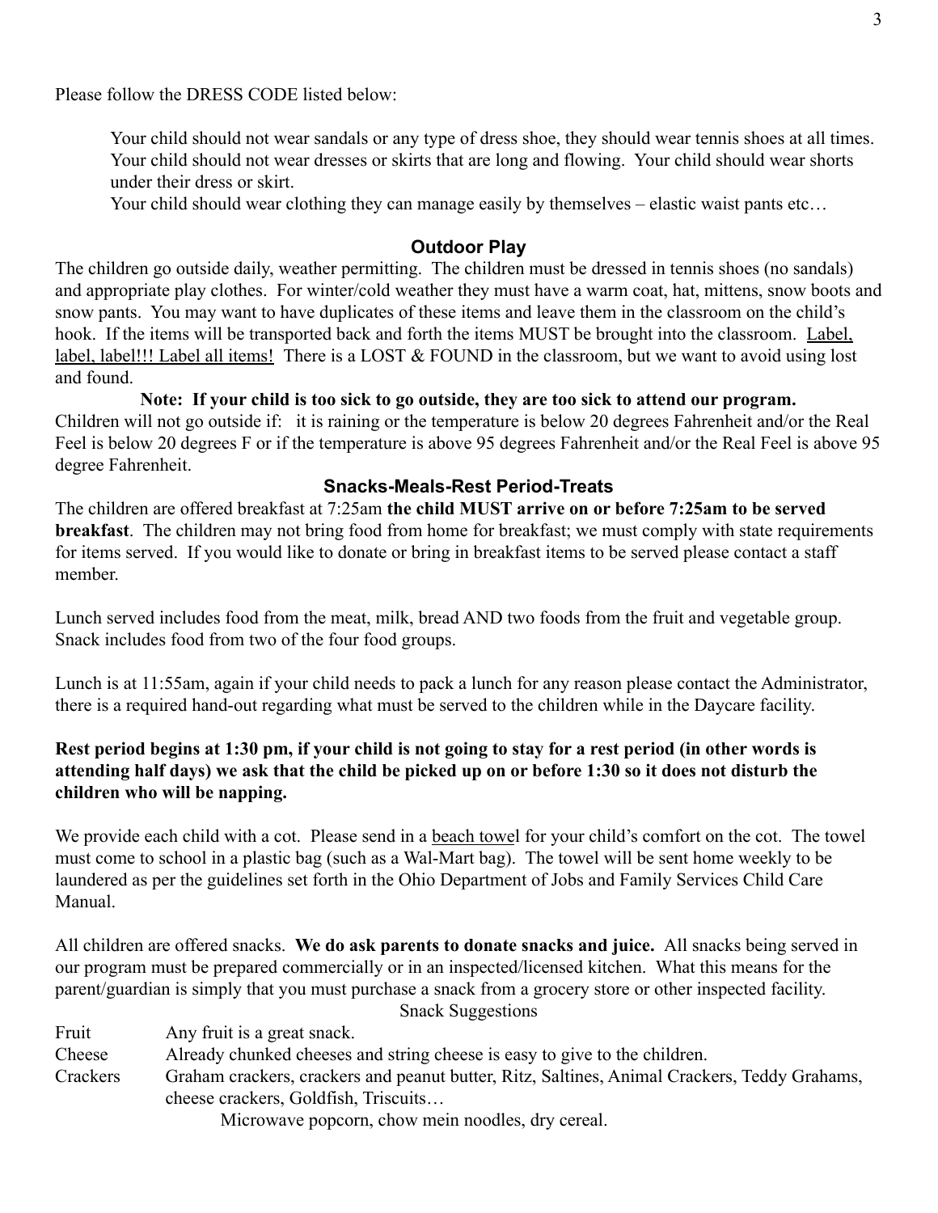Please follow the DRESS CODE listed below:

Your child should not wear sandals or any type of dress shoe, they should wear tennis shoes at all times. Your child should not wear dresses or skirts that are long and flowing. Your child should wear shorts under their dress or skirt.
Your child should wear clothing they can manage easily by themselves – elastic waist pants etc…

## Outdoor Play

The children go outside daily, weather permitting. The children must be dressed in tennis shoes (no sandals) and appropriate play clothes. For winter/cold weather they must have a warm coat, hat, mittens, snow boots and snow pants. You may want to have duplicates of these items and leave them in the classroom on the child's hook. If the items will be transported back and forth the items MUST be brought into the classroom. <u>Label, label, label!!! Label all items!</u> There is a LOST & FOUND in the classroom, but we want to avoid using lost and found.

**Note: If your child is too sick to go outside, they are too sick to attend our program.**

Children will not go outside if: it is raining or the temperature is below 20 degrees Fahrenheit and/or the Real Feel is below 20 degrees F or if the temperature is above 95 degrees Fahrenheit and/or the Real Feel is above 95 degree Fahrenheit.

## Snacks-Meals-Rest Period-Treats

The children are offered breakfast at 7:25am **the child MUST arrive on or before 7:25am to be served breakfast**. The children may not bring food from home for breakfast; we must comply with state requirements for items served. If you would like to donate or bring in breakfast items to be served please contact a staff member.

Lunch served includes food from the meat, milk, bread AND two foods from the fruit and vegetable group. Snack includes food from two of the four food groups.

Lunch is at 11:55am, again if your child needs to pack a lunch for any reason please contact the Administrator, there is a required hand-out regarding what must be served to the children while in the Daycare facility.

**Rest period begins at 1:30 pm, if your child is not going to stay for a rest period (in other words is attending half days) we ask that the child be picked up on or before 1:30 so it does not disturb the children who will be napping.**

We provide each child with a cot. Please send in a <u>beach towel</u> for your child's comfort on the cot. The towel must come to school in a plastic bag (such as a Wal-Mart bag). The towel will be sent home weekly to be laundered as per the guidelines set forth in the Ohio Department of Jobs and Family Services Child Care Manual.

All children are offered snacks. **We do ask parents to donate snacks and juice.** All snacks being served in our program must be prepared commercially or in an inspected/licensed kitchen. What this means for the parent/guardian is simply that you must purchase a snack from a grocery store or other inspected facility.

Snack Suggestions

| | |
|---|---|
| Fruit | Any fruit is a great snack. |
| Cheese | Already chunked cheeses and string cheese is easy to give to the children. |
| Crackers | Graham crackers, crackers and peanut butter, Ritz, Saltines, Animal Crackers, Teddy Grahams, cheese crackers, Goldfish, Triscuits… |
| | Microwave popcorn, chow mein noodles, dry cereal. |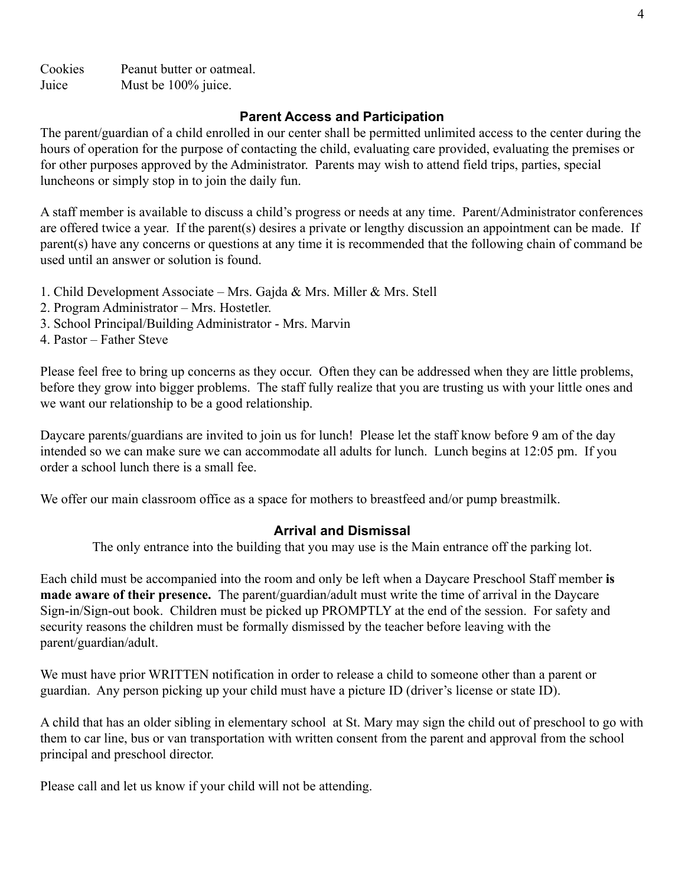| | |
|---|---|
| Cookies | Peanut butter or oatmeal. |
| Juice | Must be 100% juice. |

## Parent Access and Participation

The parent/guardian of a child enrolled in our center shall be permitted unlimited access to the center during the hours of operation for the purpose of contacting the child, evaluating care provided, evaluating the premises or for other purposes approved by the Administrator. Parents may wish to attend field trips, parties, special luncheons or simply stop in to join the daily fun.

A staff member is available to discuss a child's progress or needs at any time. Parent/Administrator conferences are offered twice a year. If the parent(s) desires a private or lengthy discussion an appointment can be made. If parent(s) have any concerns or questions at any time it is recommended that the following chain of command be used until an answer or solution is found.

1. Child Development Associate – Mrs. Gajda & Mrs. Miller & Mrs. Stell
2. Program Administrator – Mrs. Hostetler.
3. School Principal/Building Administrator - Mrs. Marvin
4. Pastor – Father Steve

Please feel free to bring up concerns as they occur. Often they can be addressed when they are little problems, before they grow into bigger problems. The staff fully realize that you are trusting us with your little ones and we want our relationship to be a good relationship.

Daycare parents/guardians are invited to join us for lunch! Please let the staff know before 9 am of the day intended so we can make sure we can accommodate all adults for lunch. Lunch begins at 12:05 pm. If you order a school lunch there is a small fee.

We offer our main classroom office as a space for mothers to breastfeed and/or pump breastmilk.

## Arrival and Dismissal

The only entrance into the building that you may use is the Main entrance off the parking lot.

Each child must be accompanied into the room and only be left when a Daycare Preschool Staff member **is made aware of their presence.** The parent/guardian/adult must write the time of arrival in the Daycare Sign-in/Sign-out book. Children must be picked up PROMPTLY at the end of the session. For safety and security reasons the children must be formally dismissed by the teacher before leaving with the parent/guardian/adult.

We must have prior WRITTEN notification in order to release a child to someone other than a parent or guardian. Any person picking up your child must have a picture ID (driver's license or state ID).

A child that has an older sibling in elementary school at St. Mary may sign the child out of preschool to go with them to car line, bus or van transportation with written consent from the parent and approval from the school principal and preschool director.

Please call and let us know if your child will not be attending.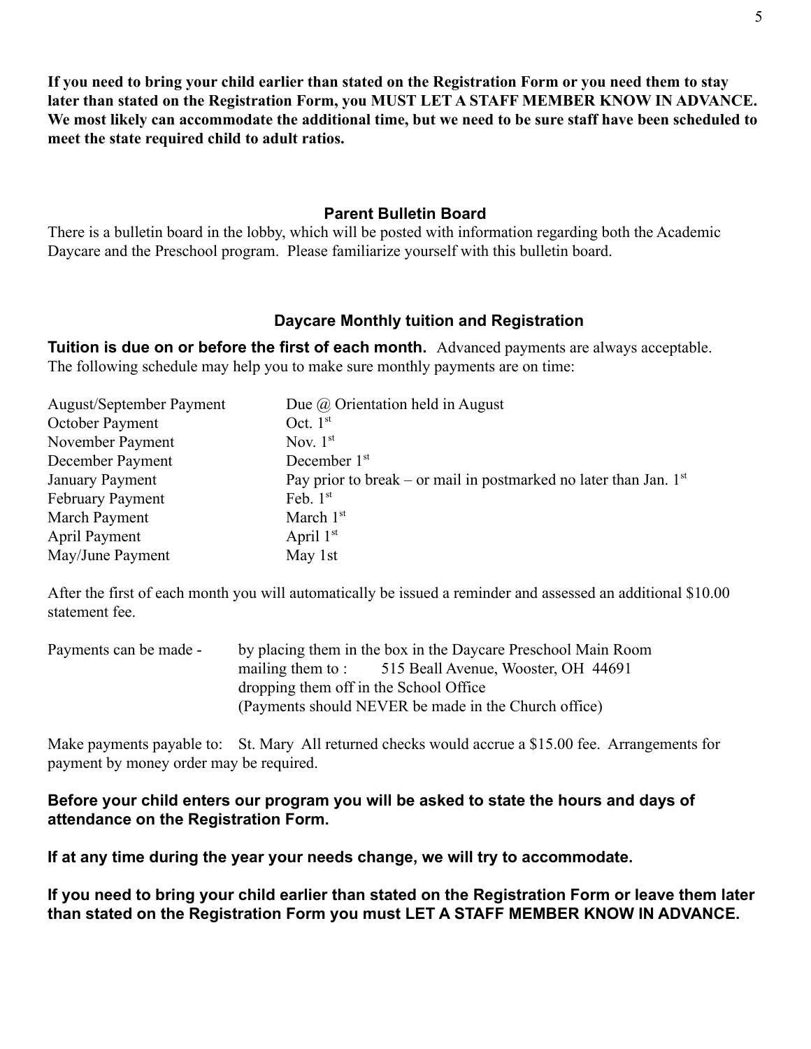**If you need to bring your child earlier than stated on the Registration Form or you need them to stay later than stated on the Registration Form, you MUST LET A STAFF MEMBER KNOW IN ADVANCE. We most likely can accommodate the additional time, but we need to be sure staff have been scheduled to meet the state required child to adult ratios.**

### Parent Bulletin Board

There is a bulletin board in the lobby, which will be posted with information regarding both the Academic Daycare and the Preschool program. Please familiarize yourself with this bulletin board.

### Daycare Monthly tuition and Registration

**Tuition is due on or before the first of each month.** Advanced payments are always acceptable. The following schedule may help you to make sure monthly payments are on time:

| | |
|---|---|
| August/September Payment | Due @ Orientation held in August |
| October Payment | Oct. 1st |
| November Payment | Nov. 1st |
| December Payment | December 1st |
| January Payment | Pay prior to break – or mail in postmarked no later than Jan. 1st |
| February Payment | Feb. 1st |
| March Payment | March 1st |
| April Payment | April 1st |
| May/June Payment | May 1st |

After the first of each month you will automatically be issued a reminder and assessed an additional $10.00 statement fee.

Payments can be made -
- by placing them in the box in the Daycare Preschool Main Room
- mailing them to : 515 Beall Avenue, Wooster, OH 44691
- dropping them off in the School Office
- (Payments should NEVER be made in the Church office)

Make payments payable to: St. Mary All returned checks would accrue a $15.00 fee. Arrangements for payment by money order may be required.

**Before your child enters our program you will be asked to state the hours and days of attendance on the Registration Form.**

**If at any time during the year your needs change, we will try to accommodate.**

**If you need to bring your child earlier than stated on the Registration Form or leave them later than stated on the Registration Form you must LET A STAFF MEMBER KNOW IN ADVANCE.**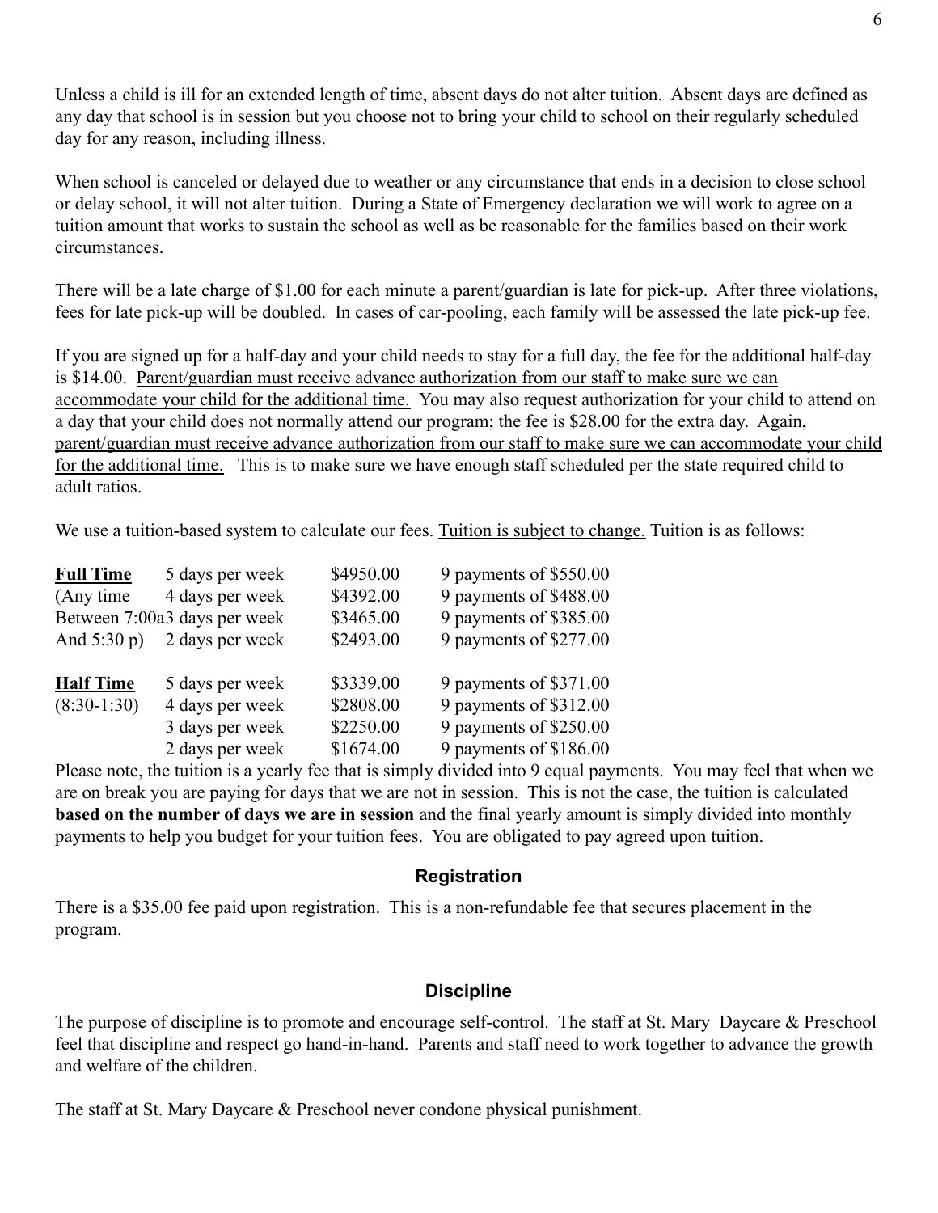Unless a child is ill for an extended length of time, absent days do not alter tuition. Absent days are defined as any day that school is in session but you choose not to bring your child to school on their regularly scheduled day for any reason, including illness.

When school is canceled or delayed due to weather or any circumstance that ends in a decision to close school or delay school, it will not alter tuition. During a State of Emergency declaration we will work to agree on a tuition amount that works to sustain the school as well as be reasonable for the families based on their work circumstances.

There will be a late charge of $1.00 for each minute a parent/guardian is late for pick-up. After three violations, fees for late pick-up will be doubled. In cases of car-pooling, each family will be assessed the late pick-up fee.

If you are signed up for a half-day and your child needs to stay for a full day, the fee for the additional half-day is $14.00. Parent/guardian must receive advance authorization from our staff to make sure we can accommodate your child for the additional time. You may also request authorization for your child to attend on a day that your child does not normally attend our program; the fee is $28.00 for the extra day. Again, parent/guardian must receive advance authorization from our staff to make sure we can accommodate your child for the additional time. This is to make sure we have enough staff scheduled per the state required child to adult ratios.

We use a tuition-based system to calculate our fees. Tuition is subject to change. Tuition is as follows:

| | | | |
|---|---|---|---|
| **Full Time** | 5 days per week | $4950.00 | 9 payments of $550.00 |
| (Any time | 4 days per week | $4392.00 | 9 payments of $488.00 |
| Between 7:00a | 3 days per week | $3465.00 | 9 payments of $385.00 |
| And 5:30 p) | 2 days per week | $2493.00 | 9 payments of $277.00 |
| **Half Time** | 5 days per week | $3339.00 | 9 payments of $371.00 |
| (8:30-1:30) | 4 days per week | $2808.00 | 9 payments of $312.00 |
| | 3 days per week | $2250.00 | 9 payments of $250.00 |
| | 2 days per week | $1674.00 | 9 payments of $186.00 |

Please note, the tuition is a yearly fee that is simply divided into 9 equal payments. You may feel that when we are on break you are paying for days that we are not in session. This is not the case, the tuition is calculated **based on the number of days we are in session** and the final yearly amount is simply divided into monthly payments to help you budget for your tuition fees. You are obligated to pay agreed upon tuition.

## Registration

There is a $35.00 fee paid upon registration. This is a non-refundable fee that secures placement in the program.

## Discipline

The purpose of discipline is to promote and encourage self-control. The staff at St. Mary Daycare & Preschool feel that discipline and respect go hand-in-hand. Parents and staff need to work together to advance the growth and welfare of the children.

The staff at St. Mary Daycare & Preschool never condone physical punishment.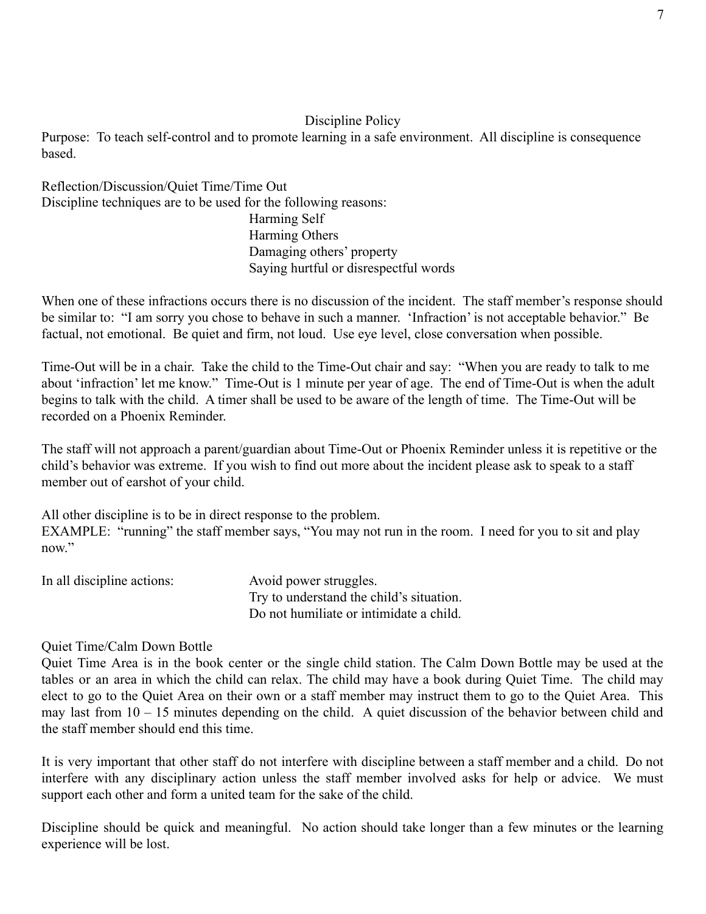# Discipline Policy

Purpose: To teach self-control and to promote learning in a safe environment. All discipline is consequence based.

Reflection/Discussion/Quiet Time/Time Out

Discipline techniques are to be used for the following reasons:

- Harming Self
- Harming Others
- Damaging others' property
- Saying hurtful or disrespectful words

When one of these infractions occurs there is no discussion of the incident. The staff member's response should be similar to: "I am sorry you chose to behave in such a manner. 'Infraction' is not acceptable behavior." Be factual, not emotional. Be quiet and firm, not loud. Use eye level, close conversation when possible.

Time-Out will be in a chair. Take the child to the Time-Out chair and say: "When you are ready to talk to me about 'infraction' let me know." Time-Out is 1 minute per year of age. The end of Time-Out is when the adult begins to talk with the child. A timer shall be used to be aware of the length of time. The Time-Out will be recorded on a Phoenix Reminder.

The staff will not approach a parent/guardian about Time-Out or Phoenix Reminder unless it is repetitive or the child's behavior was extreme. If you wish to find out more about the incident please ask to speak to a staff member out of earshot of your child.

All other discipline is to be in direct response to the problem.

EXAMPLE: "running" the staff member says, "You may not run in the room. I need for you to sit and play now."

In all discipline actions:

- Avoid power struggles.
- Try to understand the child's situation.
- Do not humiliate or intimidate a child.

Quiet Time/Calm Down Bottle

Quiet Time Area is in the book center or the single child station. The Calm Down Bottle may be used at the tables or an area in which the child can relax. The child may have a book during Quiet Time. The child may elect to go to the Quiet Area on their own or a staff member may instruct them to go to the Quiet Area. This may last from 10 – 15 minutes depending on the child. A quiet discussion of the behavior between child and the staff member should end this time.

It is very important that other staff do not interfere with discipline between a staff member and a child. Do not interfere with any disciplinary action unless the staff member involved asks for help or advice. We must support each other and form a united team for the sake of the child.

Discipline should be quick and meaningful. No action should take longer than a few minutes or the learning experience will be lost.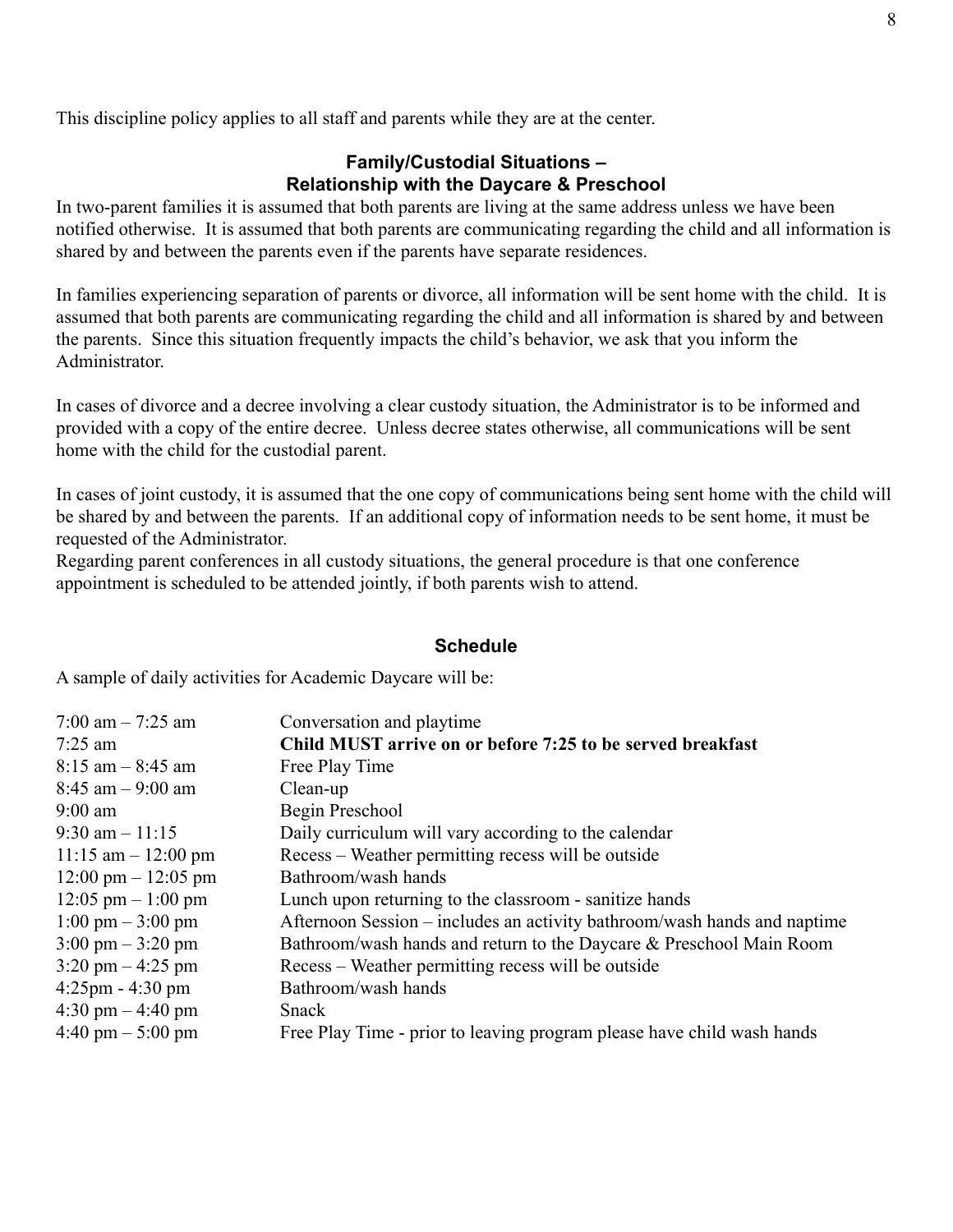This discipline policy applies to all staff and parents while they are at the center.

## Family/Custodial Situations – Relationship with the Daycare & Preschool

In two-parent families it is assumed that both parents are living at the same address unless we have been notified otherwise. It is assumed that both parents are communicating regarding the child and all information is shared by and between the parents even if the parents have separate residences.

In families experiencing separation of parents or divorce, all information will be sent home with the child. It is assumed that both parents are communicating regarding the child and all information is shared by and between the parents. Since this situation frequently impacts the child's behavior, we ask that you inform the Administrator.

In cases of divorce and a decree involving a clear custody situation, the Administrator is to be informed and provided with a copy of the entire decree. Unless decree states otherwise, all communications will be sent home with the child for the custodial parent.

In cases of joint custody, it is assumed that the one copy of communications being sent home with the child will be shared by and between the parents. If an additional copy of information needs to be sent home, it must be requested of the Administrator.

Regarding parent conferences in all custody situations, the general procedure is that one conference appointment is scheduled to be attended jointly, if both parents wish to attend.

## Schedule

A sample of daily activities for Academic Daycare will be:

| | |
|---|---|
| 7:00 am – 7:25 am | Conversation and playtime |
| 7:25 am | **Child MUST arrive on or before 7:25 to be served breakfast** |
| 8:15 am – 8:45 am | Free Play Time |
| 8:45 am – 9:00 am | Clean-up |
| 9:00 am | Begin Preschool |
| 9:30 am – 11:15 | Daily curriculum will vary according to the calendar |
| 11:15 am – 12:00 pm | Recess – Weather permitting recess will be outside |
| 12:00 pm – 12:05 pm | Bathroom/wash hands |
| 12:05 pm – 1:00 pm | Lunch upon returning to the classroom - sanitize hands |
| 1:00 pm – 3:00 pm | Afternoon Session – includes an activity bathroom/wash hands and naptime |
| 3:00 pm – 3:20 pm | Bathroom/wash hands and return to the Daycare & Preschool Main Room |
| 3:20 pm – 4:25 pm | Recess – Weather permitting recess will be outside |
| 4:25pm - 4:30 pm | Bathroom/wash hands |
| 4:30 pm – 4:40 pm | Snack |
| 4:40 pm – 5:00 pm | Free Play Time - prior to leaving program please have child wash hands |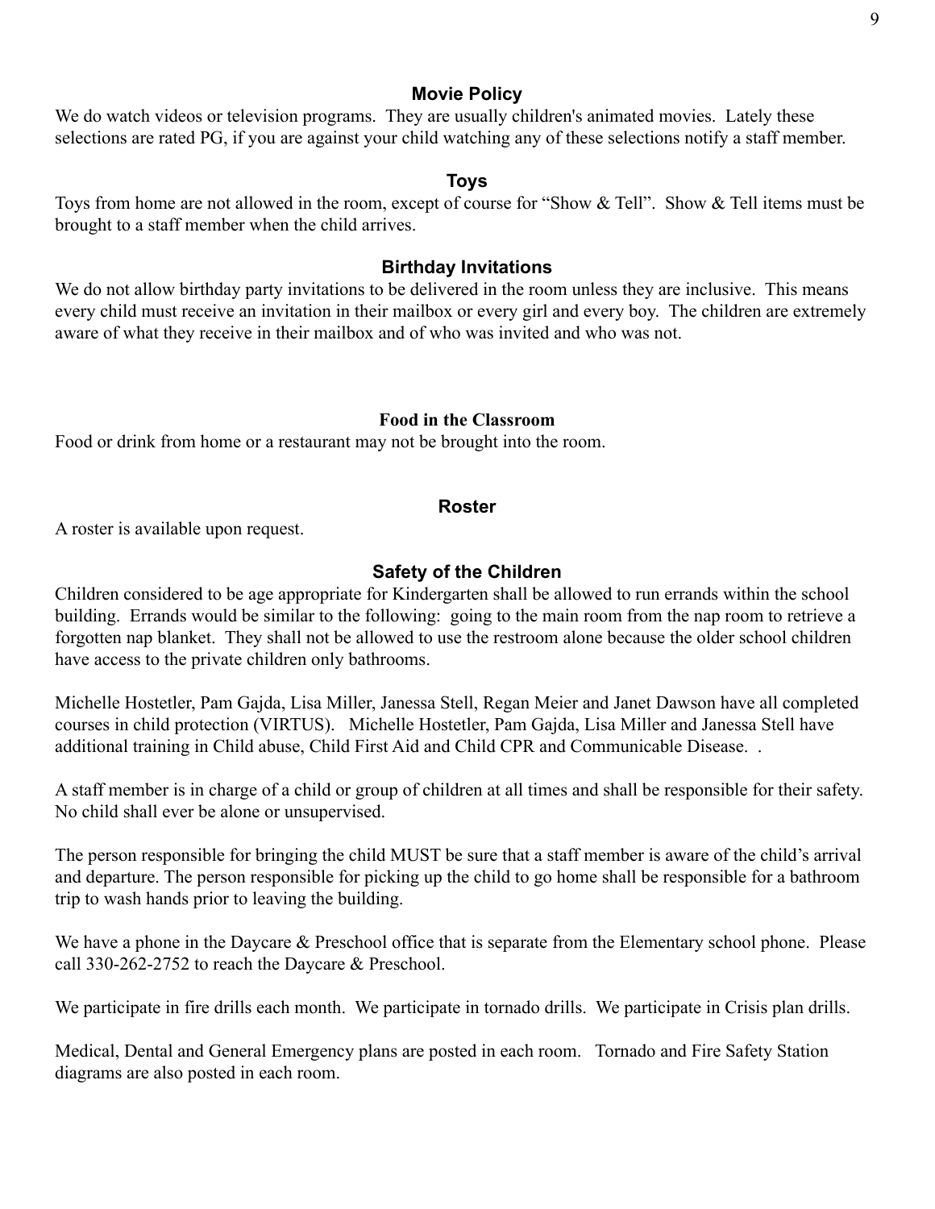## Movie Policy

We do watch videos or television programs. They are usually children's animated movies. Lately these selections are rated PG, if you are against your child watching any of these selections notify a staff member.

## Toys

Toys from home are not allowed in the room, except of course for "Show & Tell". Show & Tell items must be brought to a staff member when the child arrives.

## Birthday Invitations

We do not allow birthday party invitations to be delivered in the room unless they are inclusive. This means every child must receive an invitation in their mailbox or every girl and every boy. The children are extremely aware of what they receive in their mailbox and of who was invited and who was not.

## Food in the Classroom

Food or drink from home or a restaurant may not be brought into the room.

## Roster

A roster is available upon request.

## Safety of the Children

Children considered to be age appropriate for Kindergarten shall be allowed to run errands within the school building. Errands would be similar to the following: going to the main room from the nap room to retrieve a forgotten nap blanket. They shall not be allowed to use the restroom alone because the older school children have access to the private children only bathrooms.

Michelle Hostetler, Pam Gajda, Lisa Miller, Janessa Stell, Regan Meier and Janet Dawson have all completed courses in child protection (VIRTUS). Michelle Hostetler, Pam Gajda, Lisa Miller and Janessa Stell have additional training in Child abuse, Child First Aid and Child CPR and Communicable Disease. .

A staff member is in charge of a child or group of children at all times and shall be responsible for their safety. No child shall ever be alone or unsupervised.

The person responsible for bringing the child MUST be sure that a staff member is aware of the child's arrival and departure. The person responsible for picking up the child to go home shall be responsible for a bathroom trip to wash hands prior to leaving the building.

We have a phone in the Daycare & Preschool office that is separate from the Elementary school phone. Please call 330-262-2752 to reach the Daycare & Preschool.

We participate in fire drills each month. We participate in tornado drills. We participate in Crisis plan drills.

Medical, Dental and General Emergency plans are posted in each room. Tornado and Fire Safety Station diagrams are also posted in each room.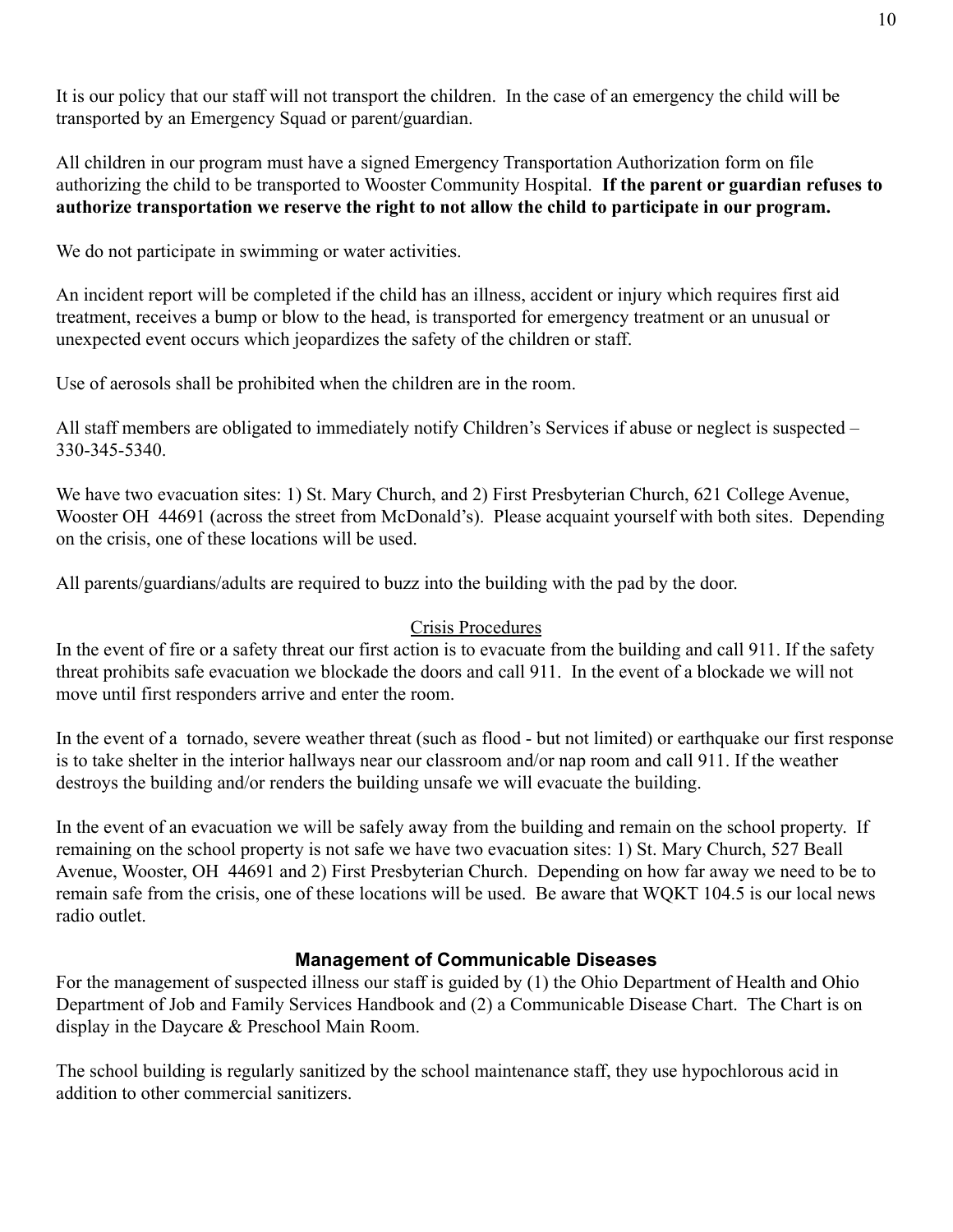It is our policy that our staff will not transport the children. In the case of an emergency the child will be transported by an Emergency Squad or parent/guardian.

All children in our program must have a signed Emergency Transportation Authorization form on file authorizing the child to be transported to Wooster Community Hospital. **If the parent or guardian refuses to authorize transportation we reserve the right to not allow the child to participate in our program.**

We do not participate in swimming or water activities.

An incident report will be completed if the child has an illness, accident or injury which requires first aid treatment, receives a bump or blow to the head, is transported for emergency treatment or an unusual or unexpected event occurs which jeopardizes the safety of the children or staff.

Use of aerosols shall be prohibited when the children are in the room.

All staff members are obligated to immediately notify Children's Services if abuse or neglect is suspected – 330-345-5340.

We have two evacuation sites: 1) St. Mary Church, and 2) First Presbyterian Church, 621 College Avenue, Wooster OH 44691 (across the street from McDonald's). Please acquaint yourself with both sites. Depending on the crisis, one of these locations will be used.

All parents/guardians/adults are required to buzz into the building with the pad by the door.

<u>Crisis Procedures</u>

In the event of fire or a safety threat our first action is to evacuate from the building and call 911. If the safety threat prohibits safe evacuation we blockade the doors and call 911. In the event of a blockade we will not move until first responders arrive and enter the room.

In the event of a tornado, severe weather threat (such as flood - but not limited) or earthquake our first response is to take shelter in the interior hallways near our classroom and/or nap room and call 911. If the weather destroys the building and/or renders the building unsafe we will evacuate the building.

In the event of an evacuation we will be safely away from the building and remain on the school property. If remaining on the school property is not safe we have two evacuation sites: 1) St. Mary Church, 527 Beall Avenue, Wooster, OH 44691 and 2) First Presbyterian Church. Depending on how far away we need to be to remain safe from the crisis, one of these locations will be used. Be aware that WQKT 104.5 is our local news radio outlet.

## Management of Communicable Diseases

For the management of suspected illness our staff is guided by (1) the Ohio Department of Health and Ohio Department of Job and Family Services Handbook and (2) a Communicable Disease Chart. The Chart is on display in the Daycare & Preschool Main Room.

The school building is regularly sanitized by the school maintenance staff, they use hypochlorous acid in addition to other commercial sanitizers.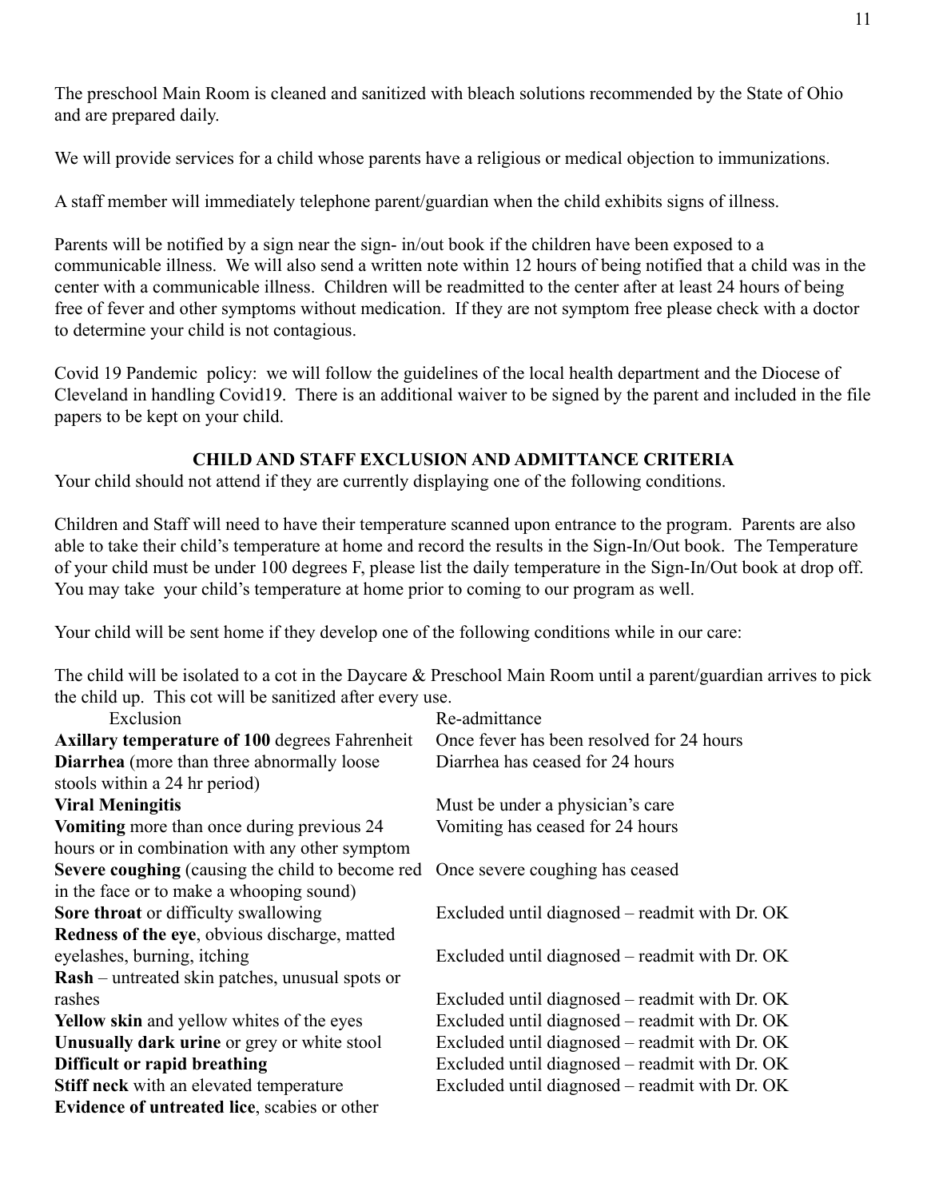The preschool Main Room is cleaned and sanitized with bleach solutions recommended by the State of Ohio and are prepared daily.

We will provide services for a child whose parents have a religious or medical objection to immunizations.

A staff member will immediately telephone parent/guardian when the child exhibits signs of illness.

Parents will be notified by a sign near the sign- in/out book if the children have been exposed to a communicable illness. We will also send a written note within 12 hours of being notified that a child was in the center with a communicable illness. Children will be readmitted to the center after at least 24 hours of being free of fever and other symptoms without medication. If they are not symptom free please check with a doctor to determine your child is not contagious.

Covid 19 Pandemic policy: we will follow the guidelines of the local health department and the Diocese of Cleveland in handling Covid19. There is an additional waiver to be signed by the parent and included in the file papers to be kept on your child.

## CHILD AND STAFF EXCLUSION AND ADMITTANCE CRITERIA

Your child should not attend if they are currently displaying one of the following conditions.

Children and Staff will need to have their temperature scanned upon entrance to the program. Parents are also able to take their child's temperature at home and record the results in the Sign-In/Out book. The Temperature of your child must be under 100 degrees F, please list the daily temperature in the Sign-In/Out book at drop off. You may take your child's temperature at home prior to coming to our program as well.

Your child will be sent home if they develop one of the following conditions while in our care:

The child will be isolated to a cot in the Daycare & Preschool Main Room until a parent/guardian arrives to pick the child up. This cot will be sanitized after every use.

| Exclusion | Re-admittance |
|---|---|
| **Axillary temperature of 100** degrees Fahrenheit | Once fever has been resolved for 24 hours |
| **Diarrhea** (more than three abnormally loose stools within a 24 hr period) | Diarrhea has ceased for 24 hours |
| **Viral Meningitis** | Must be under a physician's care |
| **Vomiting** more than once during previous 24 hours or in combination with any other symptom | Vomiting has ceased for 24 hours |
| **Severe coughing** (causing the child to become red in the face or to make a whooping sound) | Once severe coughing has ceased |
| **Sore throat** or difficulty swallowing | Excluded until diagnosed – readmit with Dr. OK |
| **Redness of the eye**, obvious discharge, matted eyelashes, burning, itching | Excluded until diagnosed – readmit with Dr. OK |
| **Rash** – untreated skin patches, unusual spots or rashes | Excluded until diagnosed – readmit with Dr. OK |
| **Yellow skin** and yellow whites of the eyes | Excluded until diagnosed – readmit with Dr. OK |
| **Unusually dark urine** or grey or white stool | Excluded until diagnosed – readmit with Dr. OK |
| **Difficult or rapid breathing** | Excluded until diagnosed – readmit with Dr. OK |
| **Stiff neck** with an elevated temperature | Excluded until diagnosed – readmit with Dr. OK |
| **Evidence of untreated lice**, scabies or other | |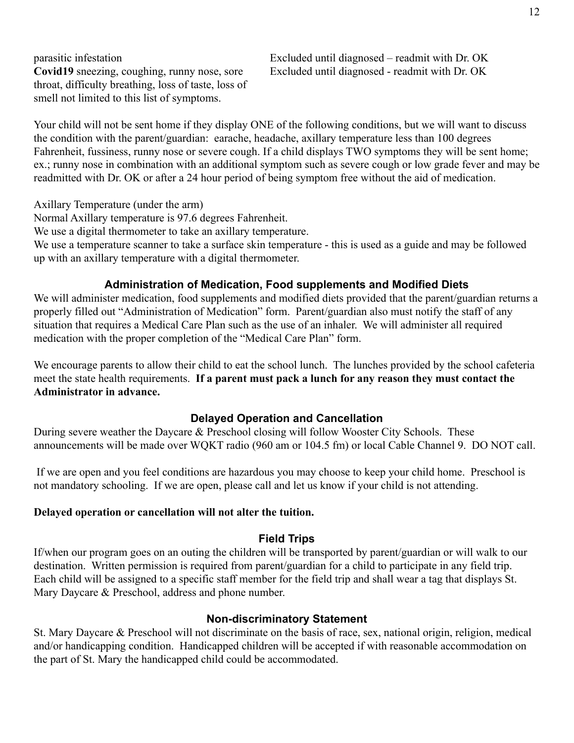| | |
|---|---|
| parasitic infestation | Excluded until diagnosed – readmit with Dr. OK |
| **Covid19** sneezing, coughing, runny nose, sore throat, difficulty breathing, loss of taste, loss of smell not limited to this list of symptoms. | Excluded until diagnosed - readmit with Dr. OK |

Your child will not be sent home if they display ONE of the following conditions, but we will want to discuss the condition with the parent/guardian: earache, headache, axillary temperature less than 100 degrees Fahrenheit, fussiness, runny nose or severe cough. If a child displays TWO symptoms they will be sent home; ex.; runny nose in combination with an additional symptom such as severe cough or low grade fever and may be readmitted with Dr. OK or after a 24 hour period of being symptom free without the aid of medication.

Axillary Temperature (under the arm)
Normal Axillary temperature is 97.6 degrees Fahrenheit.
We use a digital thermometer to take an axillary temperature.
We use a temperature scanner to take a surface skin temperature - this is used as a guide and may be followed up with an axillary temperature with a digital thermometer.

## Administration of Medication, Food supplements and Modified Diets

We will administer medication, food supplements and modified diets provided that the parent/guardian returns a properly filled out "Administration of Medication" form. Parent/guardian also must notify the staff of any situation that requires a Medical Care Plan such as the use of an inhaler. We will administer all required medication with the proper completion of the "Medical Care Plan" form.

We encourage parents to allow their child to eat the school lunch. The lunches provided by the school cafeteria meet the state health requirements. **If a parent must pack a lunch for any reason they must contact the Administrator in advance.**

## Delayed Operation and Cancellation

During severe weather the Daycare & Preschool closing will follow Wooster City Schools. These announcements will be made over WQKT radio (960 am or 104.5 fm) or local Cable Channel 9. DO NOT call.

If we are open and you feel conditions are hazardous you may choose to keep your child home. Preschool is not mandatory schooling. If we are open, please call and let us know if your child is not attending.

**Delayed operation or cancellation will not alter the tuition.**

## Field Trips

If/when our program goes on an outing the children will be transported by parent/guardian or will walk to our destination. Written permission is required from parent/guardian for a child to participate in any field trip. Each child will be assigned to a specific staff member for the field trip and shall wear a tag that displays St. Mary Daycare & Preschool, address and phone number.

## Non-discriminatory Statement

St. Mary Daycare & Preschool will not discriminate on the basis of race, sex, national origin, religion, medical and/or handicapping condition. Handicapped children will be accepted if with reasonable accommodation on the part of St. Mary the handicapped child could be accommodated.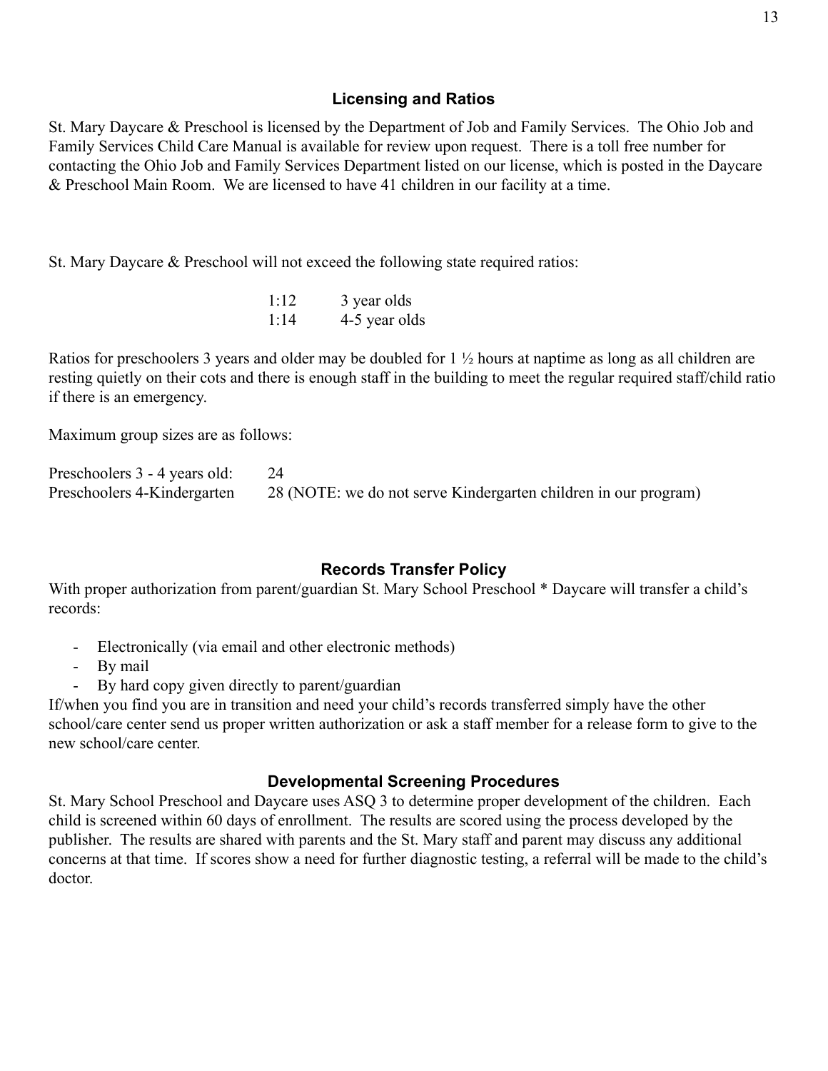## Licensing and Ratios

St. Mary Daycare & Preschool is licensed by the Department of Job and Family Services. The Ohio Job and Family Services Child Care Manual is available for review upon request. There is a toll free number for contacting the Ohio Job and Family Services Department listed on our license, which is posted in the Daycare & Preschool Main Room. We are licensed to have 41 children in our facility at a time.

St. Mary Daycare & Preschool will not exceed the following state required ratios:

| | |
|---|---|
| 1:12 | 3 year olds |
| 1:14 | 4-5 year olds |

Ratios for preschoolers 3 years and older may be doubled for 1 ½ hours at naptime as long as all children are resting quietly on their cots and there is enough staff in the building to meet the regular required staff/child ratio if there is an emergency.

Maximum group sizes are as follows:

| | |
|---|---|
| Preschoolers 3 - 4 years old: | 24 |
| Preschoolers 4-Kindergarten | 28 (NOTE: we do not serve Kindergarten children in our program) |

## Records Transfer Policy

With proper authorization from parent/guardian St. Mary School Preschool * Daycare will transfer a child's records:

- Electronically (via email and other electronic methods)
- By mail
- By hard copy given directly to parent/guardian

If/when you find you are in transition and need your child's records transferred simply have the other school/care center send us proper written authorization or ask a staff member for a release form to give to the new school/care center.

## Developmental Screening Procedures

St. Mary School Preschool and Daycare uses ASQ 3 to determine proper development of the children. Each child is screened within 60 days of enrollment. The results are scored using the process developed by the publisher. The results are shared with parents and the St. Mary staff and parent may discuss any additional concerns at that time. If scores show a need for further diagnostic testing, a referral will be made to the child's doctor.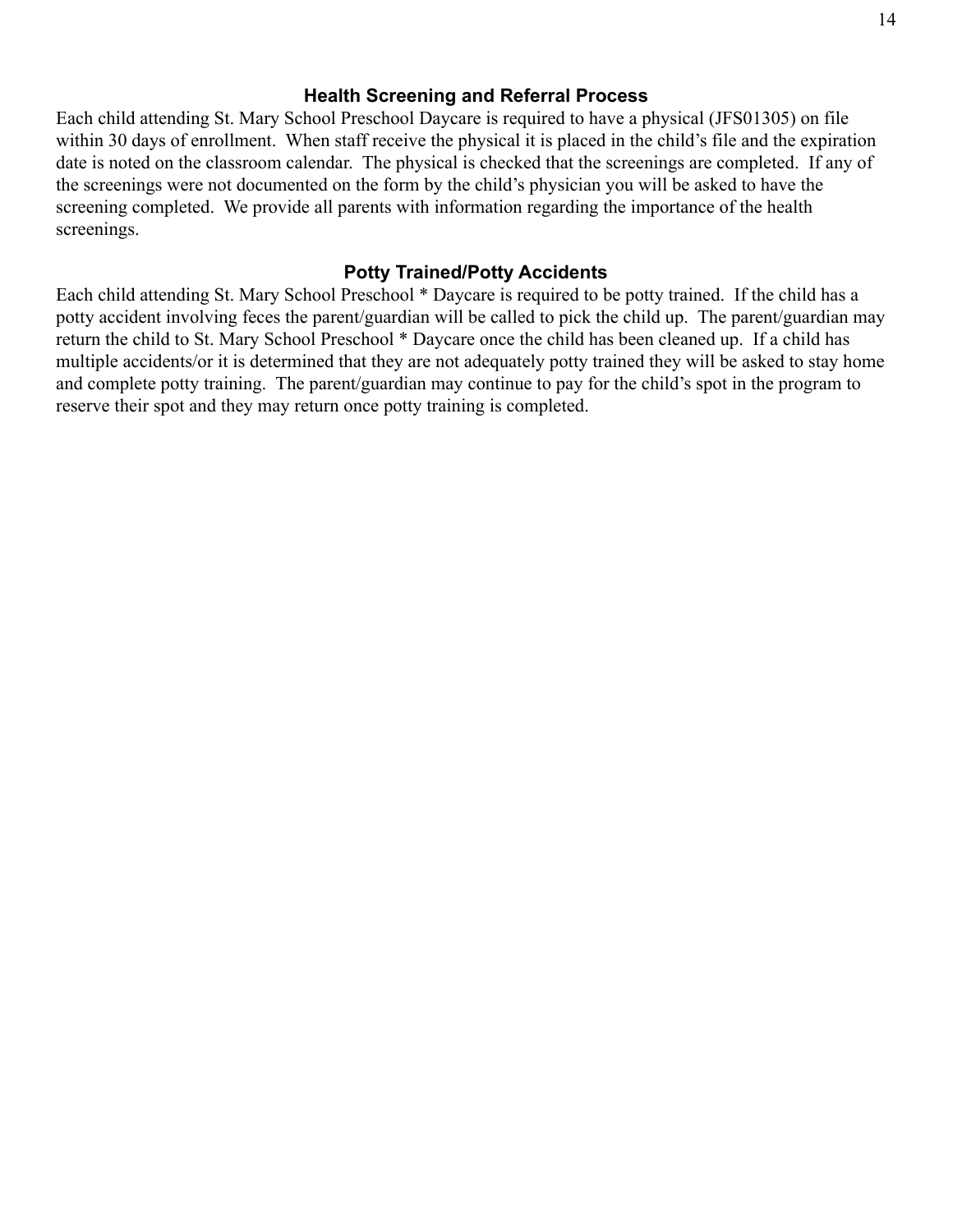## Health Screening and Referral Process

Each child attending St. Mary School Preschool Daycare is required to have a physical (JFS01305) on file within 30 days of enrollment. When staff receive the physical it is placed in the child's file and the expiration date is noted on the classroom calendar. The physical is checked that the screenings are completed. If any of the screenings were not documented on the form by the child's physician you will be asked to have the screening completed. We provide all parents with information regarding the importance of the health screenings.

## Potty Trained/Potty Accidents

Each child attending St. Mary School Preschool * Daycare is required to be potty trained. If the child has a potty accident involving feces the parent/guardian will be called to pick the child up. The parent/guardian may return the child to St. Mary School Preschool * Daycare once the child has been cleaned up. If a child has multiple accidents/or it is determined that they are not adequately potty trained they will be asked to stay home and complete potty training. The parent/guardian may continue to pay for the child's spot in the program to reserve their spot and they may return once potty training is completed.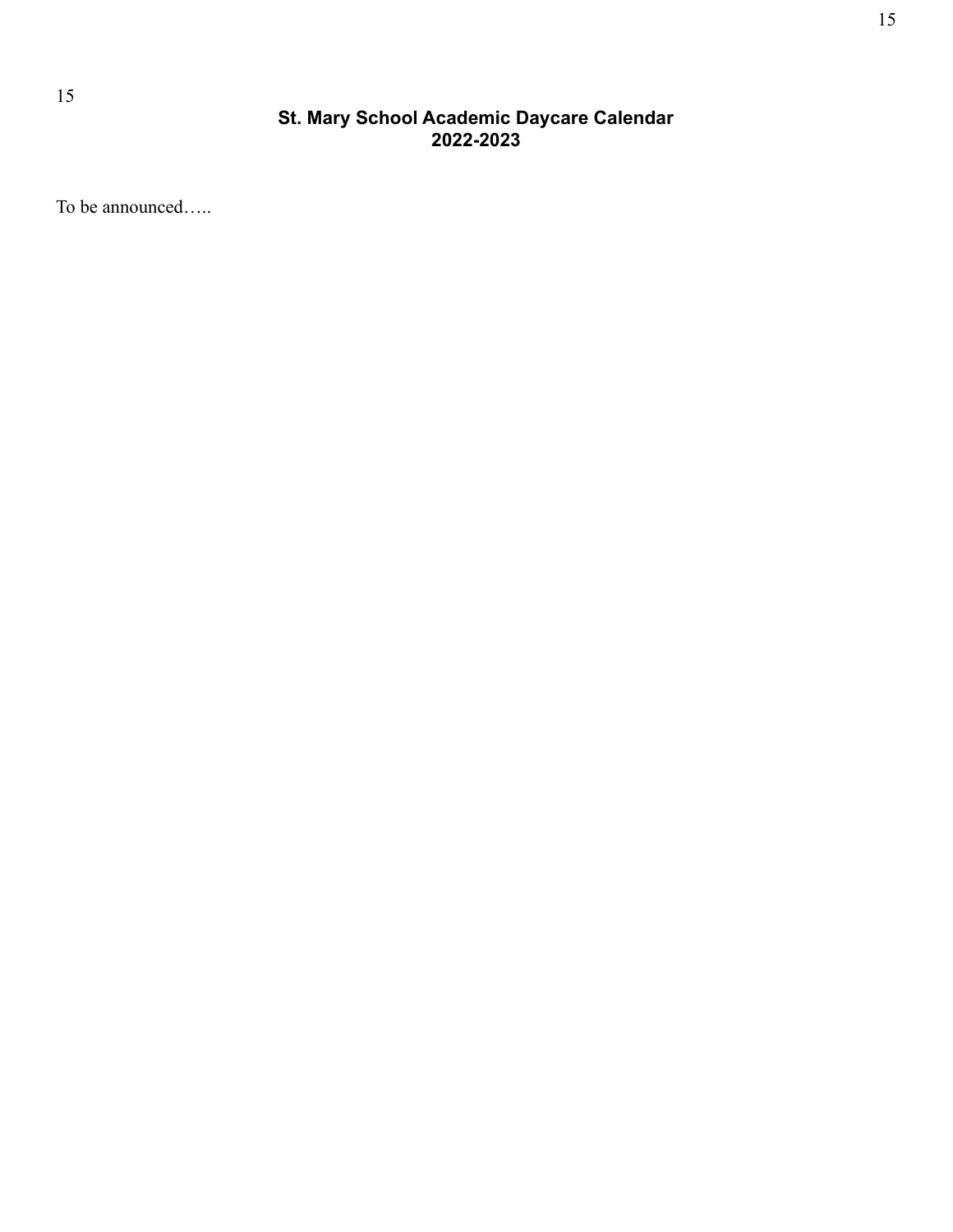## St. Mary School Academic Daycare Calendar
## 2022-2023

To be announced…..